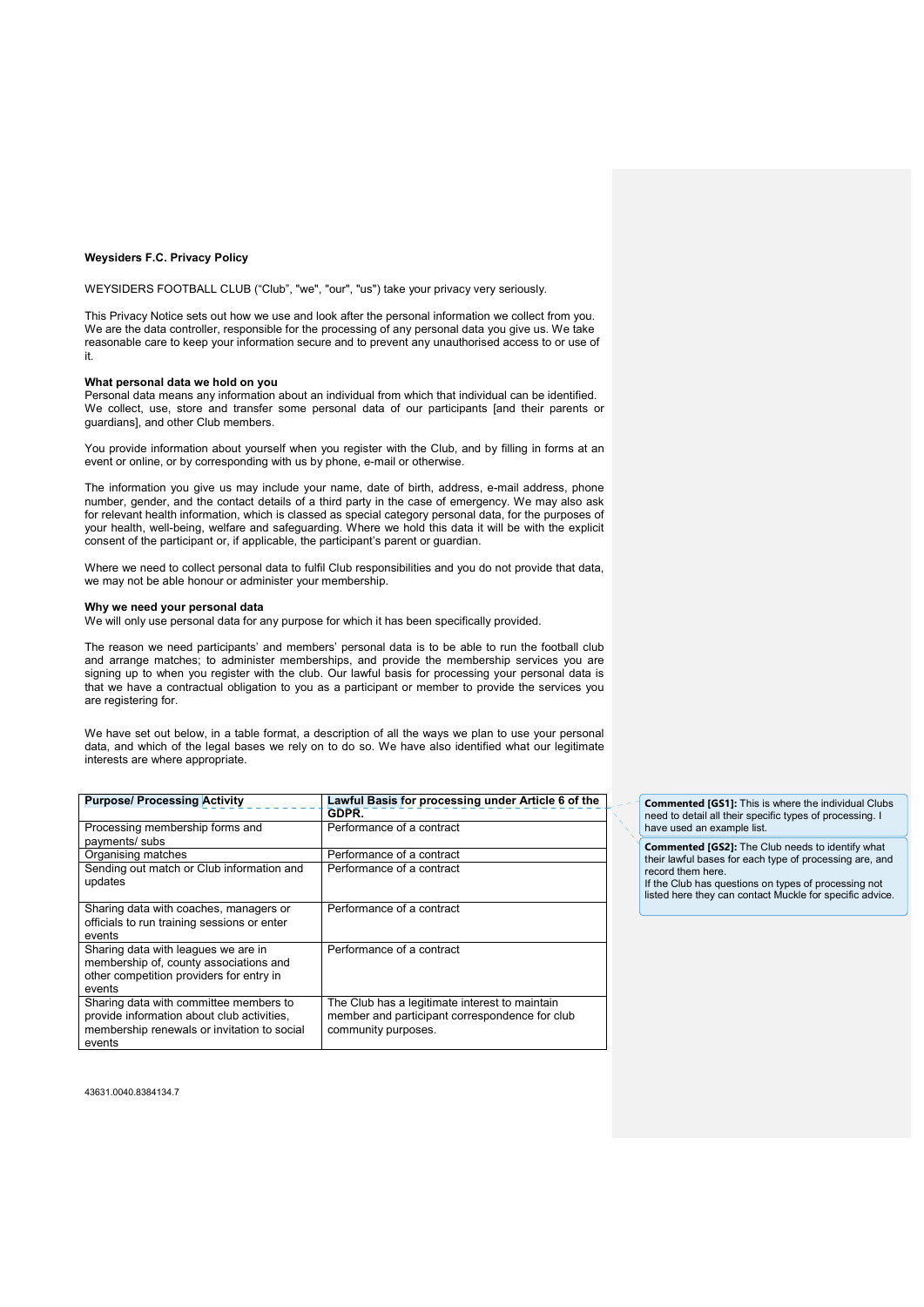**Weysiders F.C. Privacy Policy**

WEYSIDERS FOOTBALL CLUB ("Club", "we", "our", "us") take your privacy very seriously.

This Privacy Notice sets out how we use and look after the personal information we collect from you. We are the data controller, responsible for the processing of any personal data you give us. We take reasonable care to keep your information secure and to prevent any unauthorised access to or use of it.

**What personal data we hold on you**

Personal data means any information about an individual from which that individual can be identified. We collect, use, store and transfer some personal data of our participants [and their parents or guardians], and other Club members.

You provide information about yourself when you register with the Club, and by filling in forms at an event or online, or by corresponding with us by phone, e-mail or otherwise.

The information you give us may include your name, date of birth, address, e-mail address, phone number, gender, and the contact details of a third party in the case of emergency. We may also ask for relevant health information, which is classed as special category personal data, for the purposes of your health, well-being, welfare and safeguarding. Where we hold this data it will be with the explicit consent of the participant or, if applicable, the participant's parent or guardian.

Where we need to collect personal data to fulfil Club responsibilities and you do not provide that data, we may not be able honour or administer your membership.

**Why we need your personal data**

We will only use personal data for any purpose for which it has been specifically provided.

The reason we need participants' and members' personal data is to be able to run the football club and arrange matches; to administer memberships, and provide the membership services you are signing up to when you register with the club. Our lawful basis for processing your personal data is that we have a contractual obligation to you as a participant or member to provide the services you are registering for.

We have set out below, in a table format, a description of all the ways we plan to use your personal data, and which of the legal bases we rely on to do so. We have also identified what our legitimate interests are where appropriate.

| Purpose/ Processing Activity | Lawful Basis for processing under Article 6 of the GDPR. |
|---|---|
| Processing membership forms and payments/ subs | Performance of a contract |
| Organising matches | Performance of a contract |
| Sending out match or Club information and updates | Performance of a contract |
| Sharing data with coaches, managers or officials to run training sessions or enter events | Performance of a contract |
| Sharing data with leagues we are in membership of, county associations and other competition providers for entry in events | Performance of a contract |
| Sharing data with committee members to provide information about club activities, membership renewals or invitation to social events | The Club has a legitimate interest to maintain member and participant correspondence for club community purposes. |

**Commented [GS1]:** This is where the individual Clubs need to detail all their specific types of processing. I have used an example list.

**Commented [GS2]:** The Club needs to identify what their lawful bases for each type of processing are, and record them here.
If the Club has questions on types of processing not listed here they can contact Muckle for specific advice.

43631.0040.8384134.7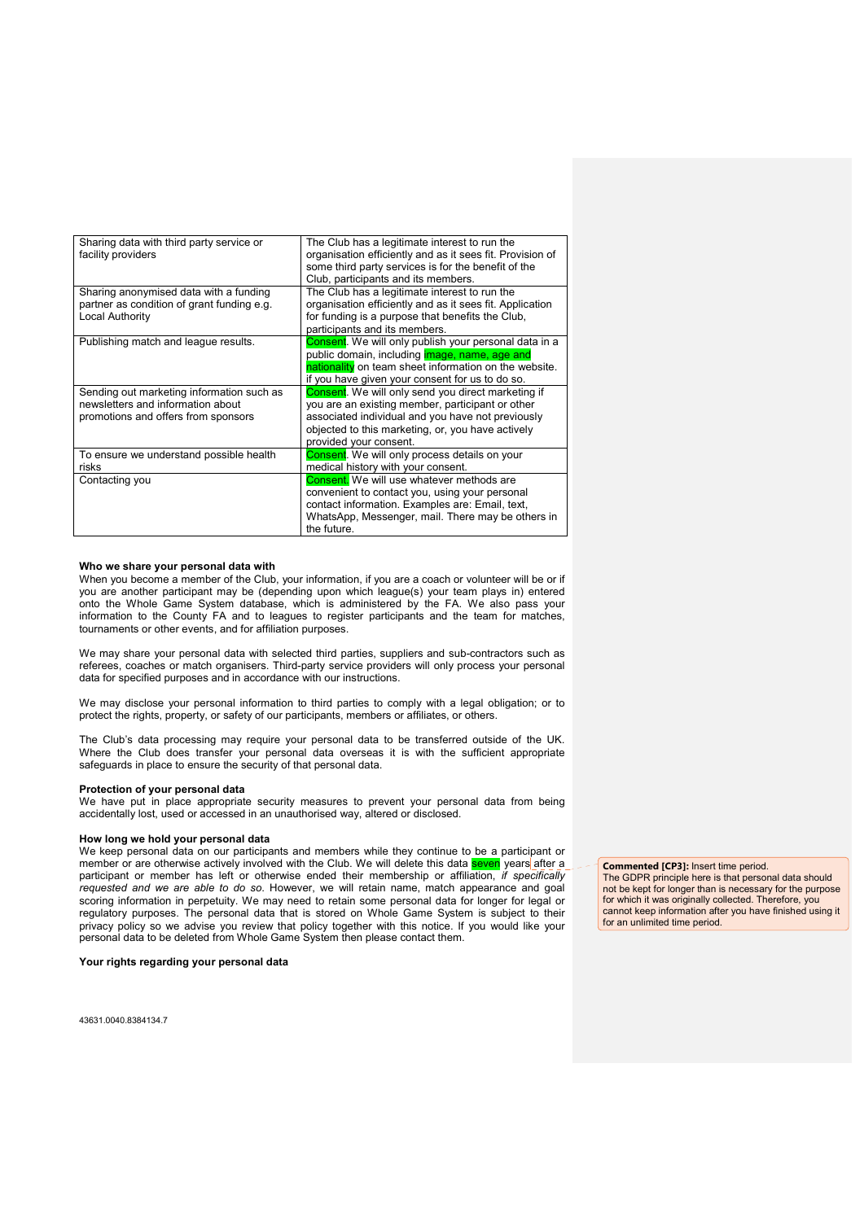| Sharing data with third party service or facility providers | The Club has a legitimate interest to run the organisation efficiently and as it sees fit. Provision of some third party services is for the benefit of the Club, participants and its members. |
|---|---|
| Sharing anonymised data with a funding partner as condition of grant funding e.g. Local Authority | The Club has a legitimate interest to run the organisation efficiently and as it sees fit. Application for funding is a purpose that benefits the Club, participants and its members. |
| Publishing match and league results. | Consent. We will only publish your personal data in a public domain, including image, name, age and nationality on team sheet information on the website. if you have given your consent for us to do so. |
| Sending out marketing information such as newsletters and information about promotions and offers from sponsors | Consent. We will only send you direct marketing if you are an existing member, participant or other associated individual and you have not previously objected to this marketing, or, you have actively provided your consent. |
| To ensure we understand possible health risks | Consent. We will only process details on your medical history with your consent. |
| Contacting you | Consent. We will use whatever methods are convenient to contact you, using your personal contact information. Examples are: Email, text, WhatsApp, Messenger, mail. There may be others in the future. |

**Who we share your personal data with**

When you become a member of the Club, your information, if you are a coach or volunteer will be or if you are another participant may be (depending upon which league(s) your team plays in) entered onto the Whole Game System database, which is administered by the FA. We also pass your information to the County FA and to leagues to register participants and the team for matches, tournaments or other events, and for affiliation purposes.

We may share your personal data with selected third parties, suppliers and sub-contractors such as referees, coaches or match organisers. Third-party service providers will only process your personal data for specified purposes and in accordance with our instructions.

We may disclose your personal information to third parties to comply with a legal obligation; or to protect the rights, property, or safety of our participants, members or affiliates, or others.

The Club's data processing may require your personal data to be transferred outside of the UK. Where the Club does transfer your personal data overseas it is with the sufficient appropriate safeguards in place to ensure the security of that personal data.

**Protection of your personal data**

We have put in place appropriate security measures to prevent your personal data from being accidentally lost, used or accessed in an unauthorised way, altered or disclosed.

**How long we hold your personal data**

We keep personal data on our participants and members while they continue to be a participant or member or are otherwise actively involved with the Club. We will delete this data seven years after a participant or member has left or otherwise ended their membership or affiliation, *if specifically requested and we are able to do so*. However, we will retain name, match appearance and goal scoring information in perpetuity. We may need to retain some personal data for longer for legal or regulatory purposes. The personal data that is stored on Whole Game System is subject to their privacy policy so we advise you review that policy together with this notice. If you would like your personal data to be deleted from Whole Game System then please contact them.

**Commented [CP3]:** Insert time period.
The GDPR principle here is that personal data should not be kept for longer than is necessary for the purpose for which it was originally collected. Therefore, you cannot keep information after you have finished using it for an unlimited time period.

**Your rights regarding your personal data**

43631.0040.8384134.7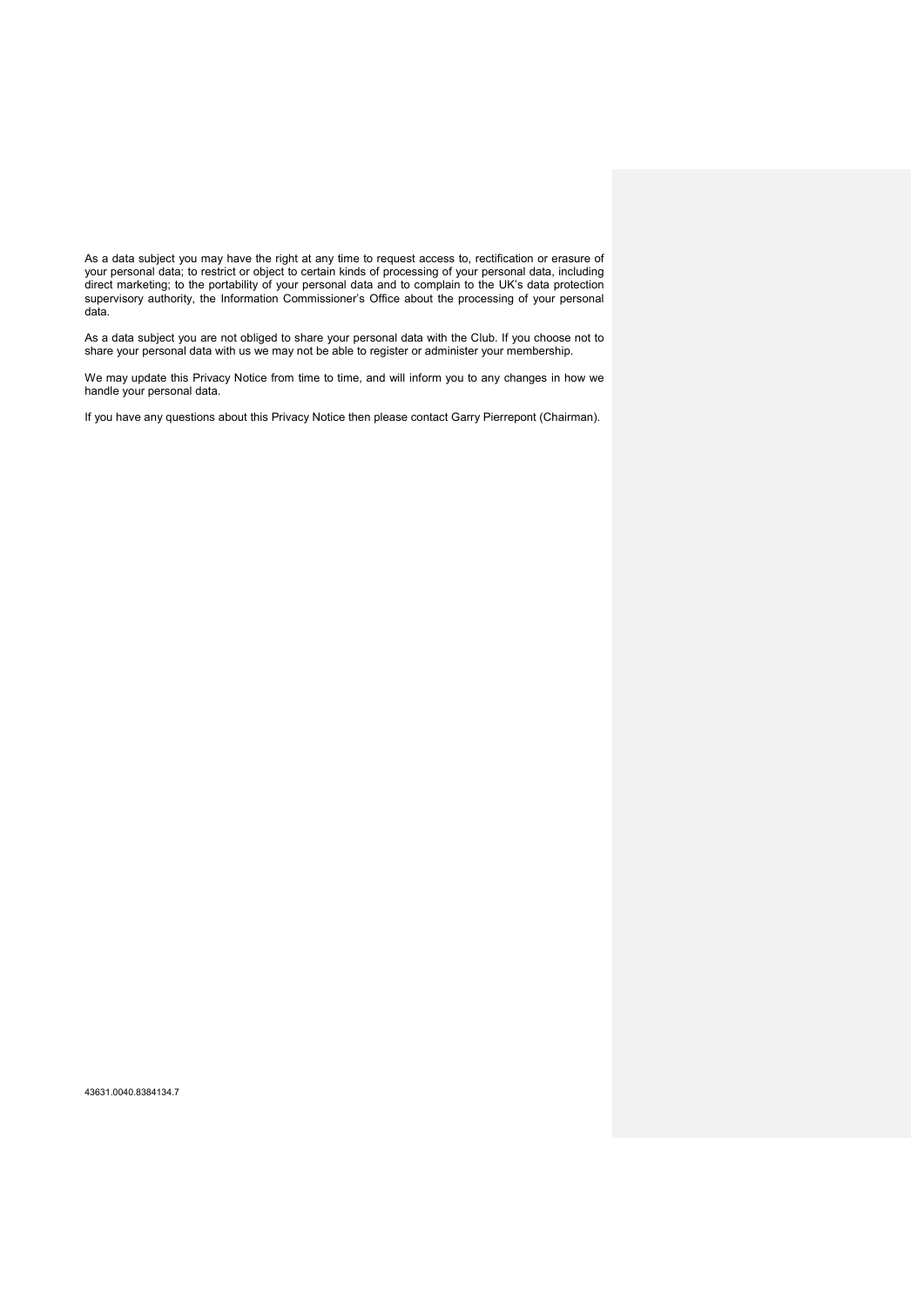As a data subject you may have the right at any time to request access to, rectification or erasure of your personal data; to restrict or object to certain kinds of processing of your personal data, including direct marketing; to the portability of your personal data and to complain to the UK's data protection supervisory authority, the Information Commissioner's Office about the processing of your personal data.

As a data subject you are not obliged to share your personal data with the Club. If you choose not to share your personal data with us we may not be able to register or administer your membership.

We may update this Privacy Notice from time to time, and will inform you to any changes in how we handle your personal data.

If you have any questions about this Privacy Notice then please contact Garry Pierrepont (Chairman).

43631.0040.8384134.7